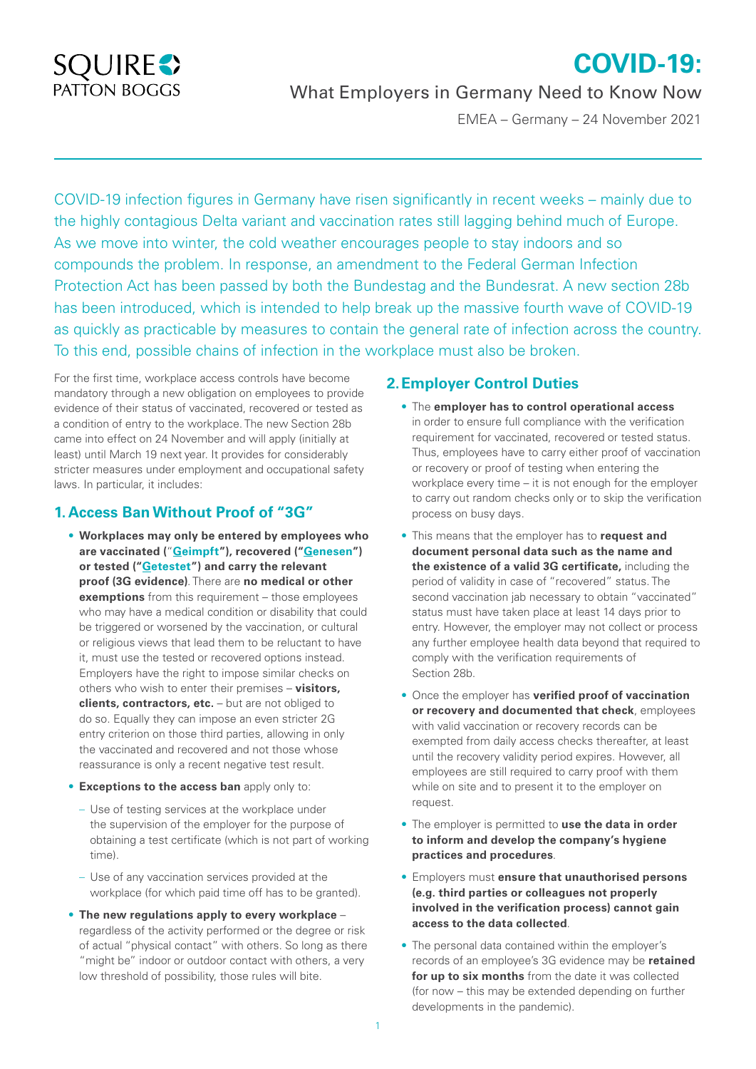# COVID-19:

## What Employers in Germany Need to Know Now

EMEA – Germany – 24 November 2021

COVID-19 infection figures in Germany have risen significantly in recent weeks – mainly due to the highly contagious Delta variant and vaccination rates still lagging behind much of Europe. As we move into winter, the cold weather encourages people to stay indoors and so compounds the problem. In response, an amendment to the Federal German Infection Protection Act has been passed by both the Bundestag and the Bundesrat. A new section 28b has been introduced, which is intended to help break up the massive fourth wave of COVID-19 as quickly as practicable by measures to contain the general rate of infection across the country. To this end, possible chains of infection in the workplace must also be broken.

For the first time, workplace access controls have become mandatory through a new obligation on employees to provide evidence of their status of vaccinated, recovered or tested as a condition of entry to the workplace. The new Section 28b came into effect on 24 November and will apply (initially at least) until March 19 next year. It provides for considerably stricter measures under employment and occupational safety laws. In particular, it includes:

### 1. Access Ban Without Proof of "3G"

- **Workplaces may only be entered by employees who are vaccinated ("Geimpft"), recovered ("Genesen") or tested ("Getestet") and carry the relevant proof (3G evidence)**. There are **no medical or other exemptions** from this requirement – those employees who may have a medical condition or disability that could be triggered or worsened by the vaccination, or cultural or religious views that lead them to be reluctant to have it, must use the tested or recovered options instead. Employers have the right to impose similar checks on others who wish to enter their premises – **visitors, clients, contractors, etc.** – but are not obliged to do so. Equally they can impose an even stricter 2G entry criterion on those third parties, allowing in only the vaccinated and recovered and not those whose reassurance is only a recent negative test result.
- **Exceptions to the access ban** apply only to:
  - Use of testing services at the workplace under the supervision of the employer for the purpose of obtaining a test certificate (which is not part of working time).
  - Use of any vaccination services provided at the workplace (for which paid time off has to be granted).
- **The new regulations apply to every workplace** – regardless of the activity performed or the degree or risk of actual "physical contact" with others. So long as there "might be" indoor or outdoor contact with others, a very low threshold of possibility, those rules will bite.

### 2. Employer Control Duties

- The **employer has to control operational access** in order to ensure full compliance with the verification requirement for vaccinated, recovered or tested status. Thus, employees have to carry either proof of vaccination or recovery or proof of testing when entering the workplace every time – it is not enough for the employer to carry out random checks only or to skip the verification process on busy days.
- This means that the employer has to **request and document personal data such as the name and the existence of a valid 3G certificate,** including the period of validity in case of "recovered" status. The second vaccination jab necessary to obtain "vaccinated" status must have taken place at least 14 days prior to entry. However, the employer may not collect or process any further employee health data beyond that required to comply with the verification requirements of Section 28b.
- Once the employer has **verified proof of vaccination or recovery and documented that check**, employees with valid vaccination or recovery records can be exempted from daily access checks thereafter, at least until the recovery validity period expires. However, all employees are still required to carry proof with them while on site and to present it to the employer on request.
- The employer is permitted to **use the data in order to inform and develop the company's hygiene practices and procedures**.
- Employers must **ensure that unauthorised persons (e.g. third parties or colleagues not properly involved in the verification process) cannot gain access to the data collected**.
- The personal data contained within the employer's records of an employee's 3G evidence may be **retained for up to six months** from the date it was collected (for now – this may be extended depending on further developments in the pandemic).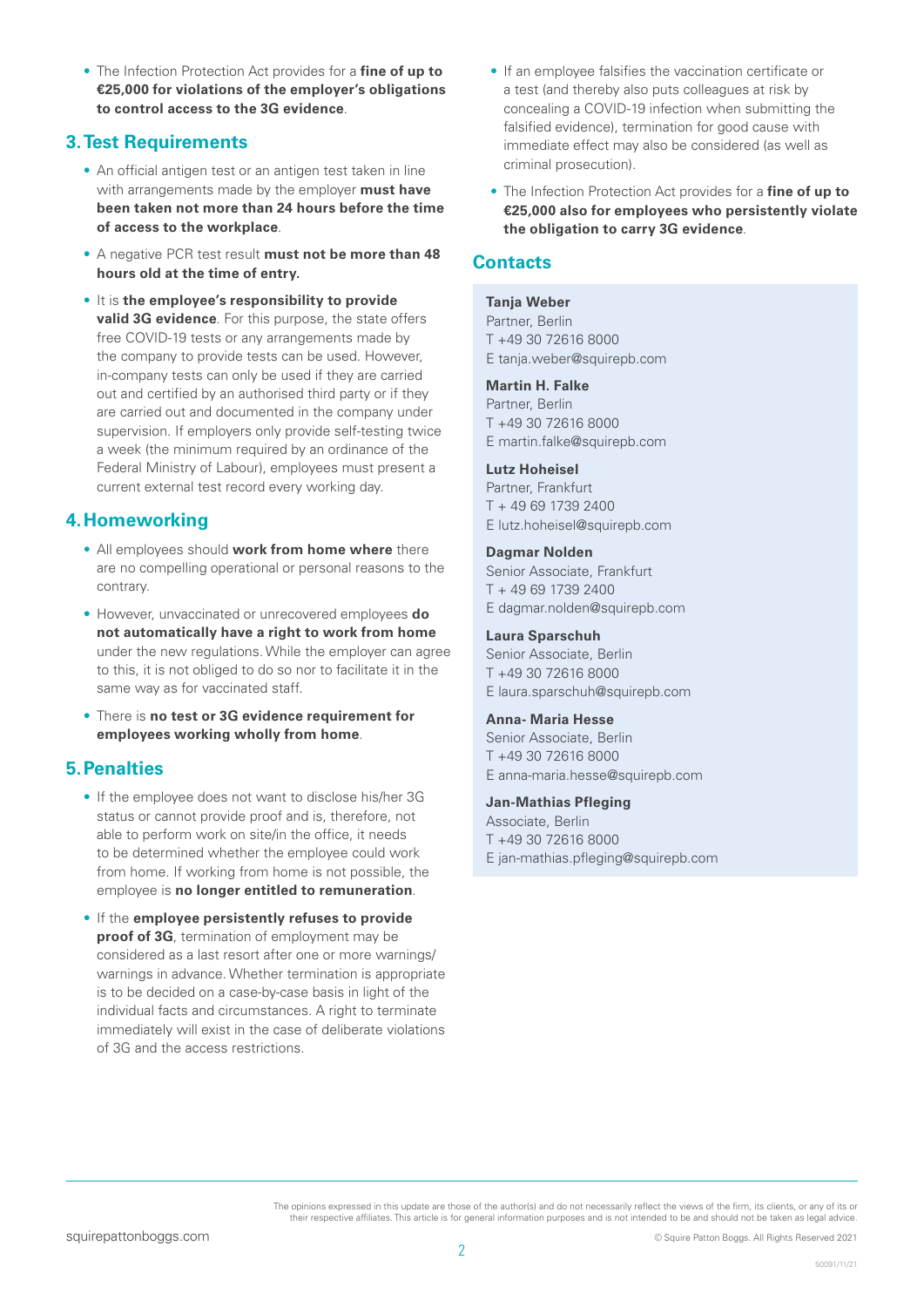- The Infection Protection Act provides for a **fine of up to €25,000 for violations of the employer's obligations to control access to the 3G evidence**.

## 3. Test Requirements

- An official antigen test or an antigen test taken in line with arrangements made by the employer **must have been taken not more than 24 hours before the time of access to the workplace**.
- A negative PCR test result **must not be more than 48 hours old at the time of entry.**
- It is **the employee's responsibility to provide valid 3G evidence**. For this purpose, the state offers free COVID-19 tests or any arrangements made by the company to provide tests can be used. However, in-company tests can only be used if they are carried out and certified by an authorised third party or if they are carried out and documented in the company under supervision. If employers only provide self-testing twice a week (the minimum required by an ordinance of the Federal Ministry of Labour), employees must present a current external test record every working day.

## 4. Homeworking

- All employees should **work from home where** there are no compelling operational or personal reasons to the contrary.
- However, unvaccinated or unrecovered employees **do not automatically have a right to work from home** under the new regulations. While the employer can agree to this, it is not obliged to do so nor to facilitate it in the same way as for vaccinated staff.
- There is **no test or 3G evidence requirement for employees working wholly from home**.

## 5. Penalties

- If the employee does not want to disclose his/her 3G status or cannot provide proof and is, therefore, not able to perform work on site/in the office, it needs to be determined whether the employee could work from home. If working from home is not possible, the employee is **no longer entitled to remuneration**.
- If the **employee persistently refuses to provide proof of 3G**, termination of employment may be considered as a last resort after one or more warnings/warnings in advance. Whether termination is appropriate is to be decided on a case-by-case basis in light of the individual facts and circumstances. A right to terminate immediately will exist in the case of deliberate violations of 3G and the access restrictions.
- If an employee falsifies the vaccination certificate or a test (and thereby also puts colleagues at risk by concealing a COVID-19 infection when submitting the falsified evidence), termination for good cause with immediate effect may also be considered (as well as criminal prosecution).
- The Infection Protection Act provides for a **fine of up to €25,000 also for employees who persistently violate the obligation to carry 3G evidence**.

## Contacts

**Tanja Weber**
Partner, Berlin
T +49 30 72616 8000
E tanja.weber@squirepb.com

**Martin H. Falke**
Partner, Berlin
T +49 30 72616 8000
E martin.falke@squirepb.com

**Lutz Hoheisel**
Partner, Frankfurt
T + 49 69 1739 2400
E lutz.hoheisel@squirepb.com

**Dagmar Nolden**
Senior Associate, Frankfurt
T + 49 69 1739 2400
E dagmar.nolden@squirepb.com

**Laura Sparschuh**
Senior Associate, Berlin
T +49 30 72616 8000
E laura.sparschuh@squirepb.com

**Anna- Maria Hesse**
Senior Associate, Berlin
T +49 30 72616 8000
E anna-maria.hesse@squirepb.com

**Jan-Mathias Pfleging**
Associate, Berlin
T +49 30 72616 8000
E jan-mathias.pfleging@squirepb.com

The opinions expressed in this update are those of the author(s) and do not necessarily reflect the views of the firm, its clients, or any of its or their respective affiliates. This article is for general information purposes and is not intended to be and should not be taken as legal advice.

squirepattonboggs.com

© Squire Patton Boggs. All Rights Reserved 2021

50091/11/21